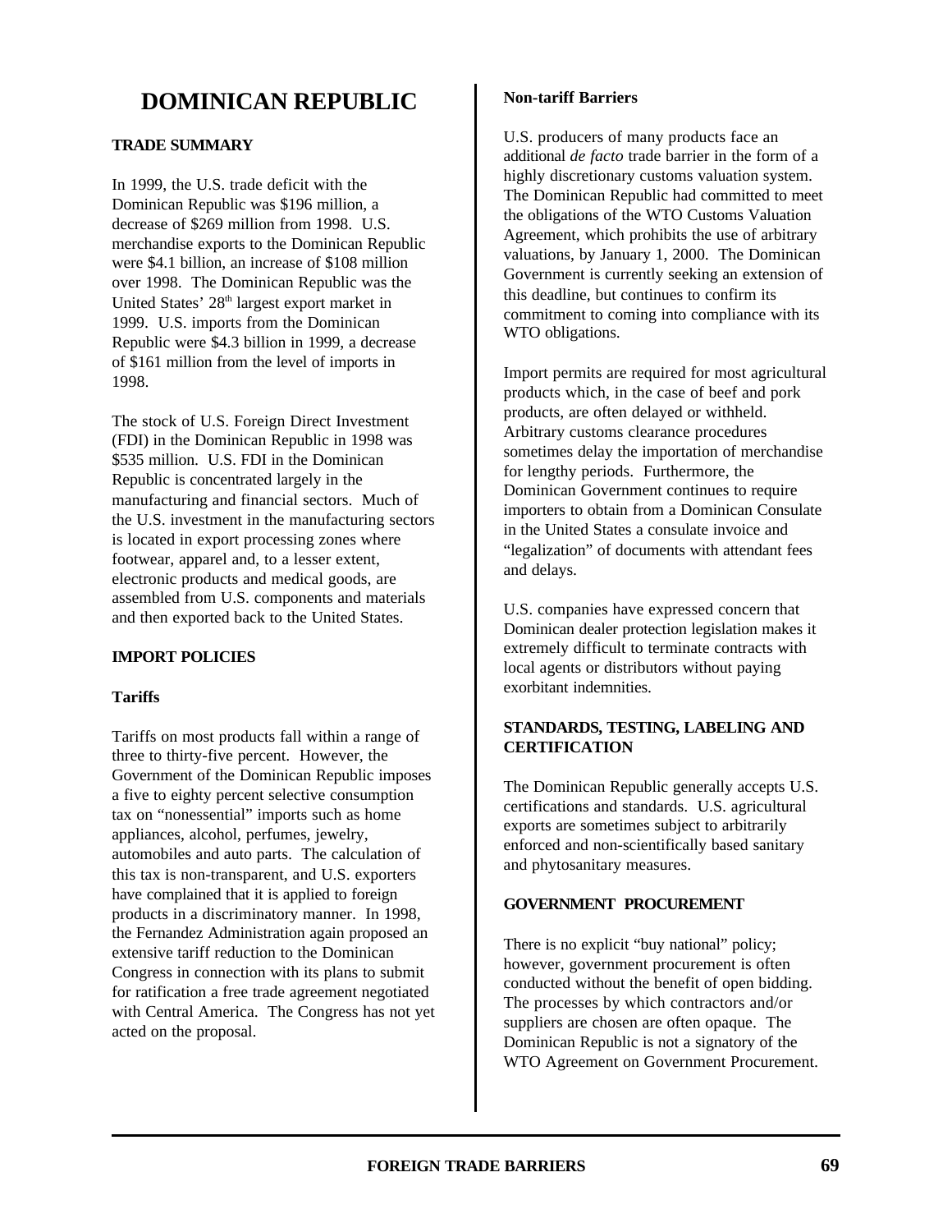# DOMINICAN REPUBLIC

## TRADE SUMMARY

In 1999, the U.S. trade deficit with the Dominican Republic was $196 million, a decrease of $269 million from 1998. U.S. merchandise exports to the Dominican Republic were $4.1 billion, an increase of $108 million over 1998. The Dominican Republic was the United States' 28th largest export market in 1999. U.S. imports from the Dominican Republic were $4.3 billion in 1999, a decrease of $161 million from the level of imports in 1998.

The stock of U.S. Foreign Direct Investment (FDI) in the Dominican Republic in 1998 was $535 million. U.S. FDI in the Dominican Republic is concentrated largely in the manufacturing and financial sectors. Much of the U.S. investment in the manufacturing sectors is located in export processing zones where footwear, apparel and, to a lesser extent, electronic products and medical goods, are assembled from U.S. components and materials and then exported back to the United States.

## IMPORT POLICIES

### Tariffs

Tariffs on most products fall within a range of three to thirty-five percent. However, the Government of the Dominican Republic imposes a five to eighty percent selective consumption tax on "nonessential" imports such as home appliances, alcohol, perfumes, jewelry, automobiles and auto parts. The calculation of this tax is non-transparent, and U.S. exporters have complained that it is applied to foreign products in a discriminatory manner. In 1998, the Fernandez Administration again proposed an extensive tariff reduction to the Dominican Congress in connection with its plans to submit for ratification a free trade agreement negotiated with Central America. The Congress has not yet acted on the proposal.

### Non-tariff Barriers

U.S. producers of many products face an additional *de facto* trade barrier in the form of a highly discretionary customs valuation system. The Dominican Republic had committed to meet the obligations of the WTO Customs Valuation Agreement, which prohibits the use of arbitrary valuations, by January 1, 2000. The Dominican Government is currently seeking an extension of this deadline, but continues to confirm its commitment to coming into compliance with its WTO obligations.

Import permits are required for most agricultural products which, in the case of beef and pork products, are often delayed or withheld. Arbitrary customs clearance procedures sometimes delay the importation of merchandise for lengthy periods. Furthermore, the Dominican Government continues to require importers to obtain from a Dominican Consulate in the United States a consulate invoice and "legalization" of documents with attendant fees and delays.

U.S. companies have expressed concern that Dominican dealer protection legislation makes it extremely difficult to terminate contracts with local agents or distributors without paying exorbitant indemnities.

## STANDARDS, TESTING, LABELING AND CERTIFICATION

The Dominican Republic generally accepts U.S. certifications and standards. U.S. agricultural exports are sometimes subject to arbitrarily enforced and non-scientifically based sanitary and phytosanitary measures.

## GOVERNMENT PROCUREMENT

There is no explicit "buy national" policy; however, government procurement is often conducted without the benefit of open bidding. The processes by which contractors and/or suppliers are chosen are often opaque. The Dominican Republic is not a signatory of the WTO Agreement on Government Procurement.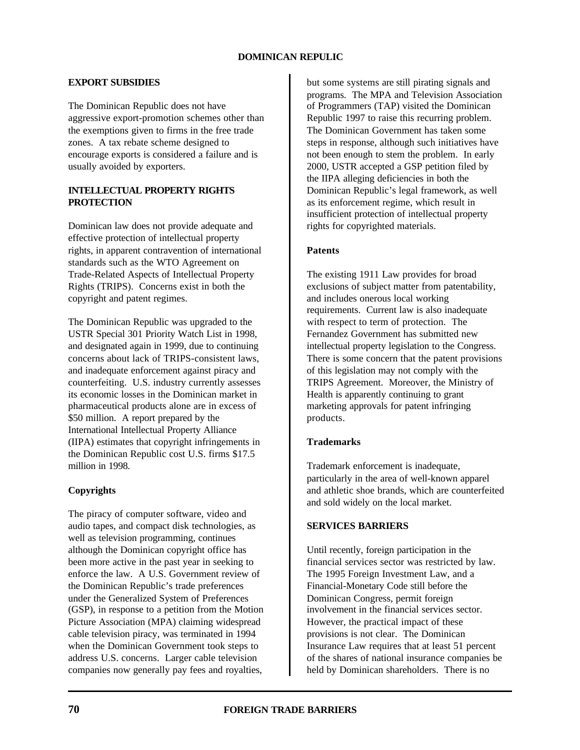## EXPORT SUBSIDIES

The Dominican Republic does not have aggressive export-promotion schemes other than the exemptions given to firms in the free trade zones. A tax rebate scheme designed to encourage exports is considered a failure and is usually avoided by exporters.

## INTELLECTUAL PROPERTY RIGHTS PROTECTION

Dominican law does not provide adequate and effective protection of intellectual property rights, in apparent contravention of international standards such as the WTO Agreement on Trade-Related Aspects of Intellectual Property Rights (TRIPS). Concerns exist in both the copyright and patent regimes.

The Dominican Republic was upgraded to the USTR Special 301 Priority Watch List in 1998, and designated again in 1999, due to continuing concerns about lack of TRIPS-consistent laws, and inadequate enforcement against piracy and counterfeiting. U.S. industry currently assesses its economic losses in the Dominican market in pharmaceutical products alone are in excess of $50 million. A report prepared by the International Intellectual Property Alliance (IIPA) estimates that copyright infringements in the Dominican Republic cost U.S. firms $17.5 million in 1998.

### Copyrights

The piracy of computer software, video and audio tapes, and compact disk technologies, as well as television programming, continues although the Dominican copyright office has been more active in the past year in seeking to enforce the law. A U.S. Government review of the Dominican Republic's trade preferences under the Generalized System of Preferences (GSP), in response to a petition from the Motion Picture Association (MPA) claiming widespread cable television piracy, was terminated in 1994 when the Dominican Government took steps to address U.S. concerns. Larger cable television companies now generally pay fees and royalties, but some systems are still pirating signals and programs. The MPA and Television Association of Programmers (TAP) visited the Dominican Republic 1997 to raise this recurring problem. The Dominican Government has taken some steps in response, although such initiatives have not been enough to stem the problem. In early 2000, USTR accepted a GSP petition filed by the IIPA alleging deficiencies in both the Dominican Republic's legal framework, as well as its enforcement regime, which result in insufficient protection of intellectual property rights for copyrighted materials.

### Patents

The existing 1911 Law provides for broad exclusions of subject matter from patentability, and includes onerous local working requirements. Current law is also inadequate with respect to term of protection. The Fernandez Government has submitted new intellectual property legislation to the Congress. There is some concern that the patent provisions of this legislation may not comply with the TRIPS Agreement. Moreover, the Ministry of Health is apparently continuing to grant marketing approvals for patent infringing products.

### Trademarks

Trademark enforcement is inadequate, particularly in the area of well-known apparel and athletic shoe brands, which are counterfeited and sold widely on the local market.

## SERVICES BARRIERS

Until recently, foreign participation in the financial services sector was restricted by law. The 1995 Foreign Investment Law, and a Financial-Monetary Code still before the Dominican Congress, permit foreign involvement in the financial services sector. However, the practical impact of these provisions is not clear. The Dominican Insurance Law requires that at least 51 percent of the shares of national insurance companies be held by Dominican shareholders. There is no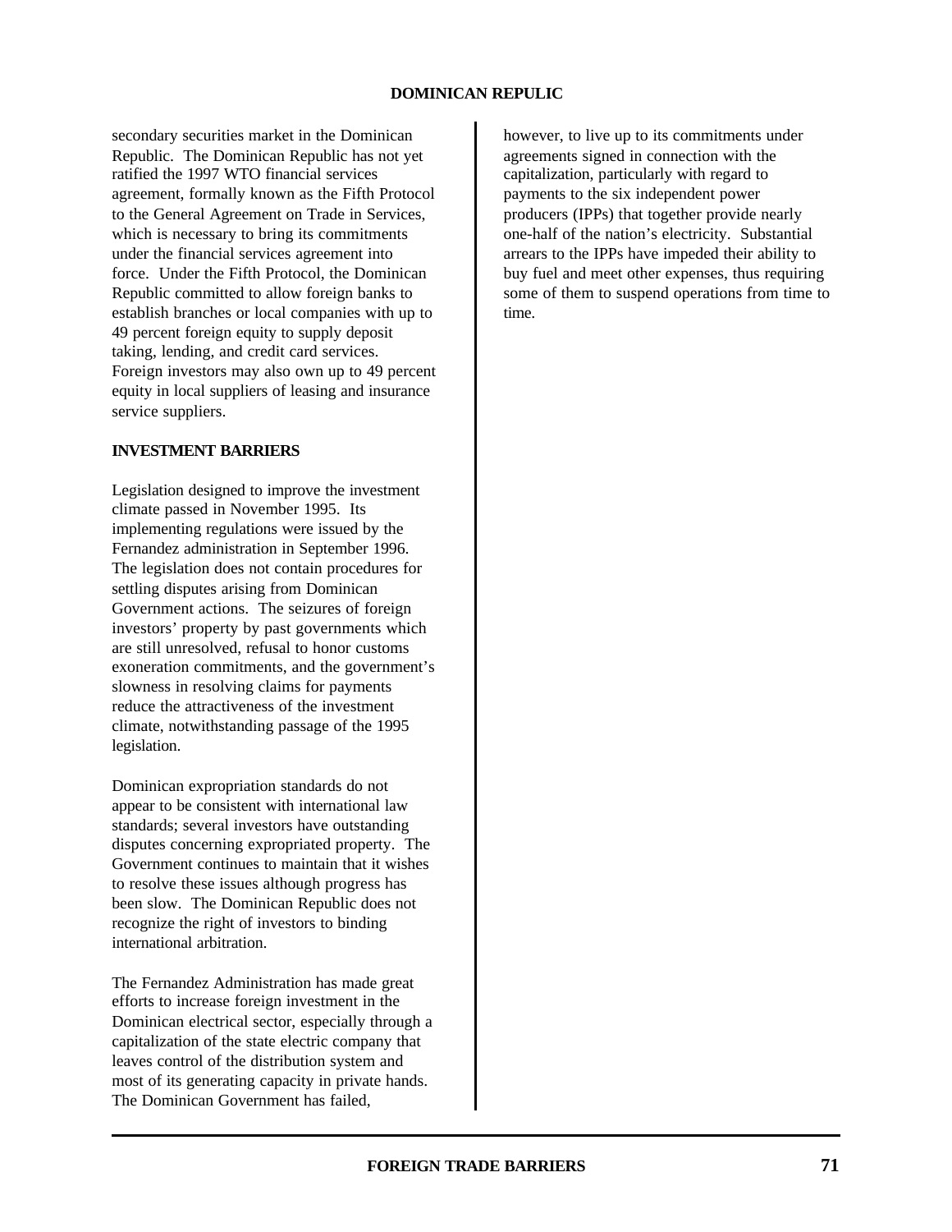secondary securities market in the Dominican Republic. The Dominican Republic has not yet ratified the 1997 WTO financial services agreement, formally known as the Fifth Protocol to the General Agreement on Trade in Services, which is necessary to bring its commitments under the financial services agreement into force. Under the Fifth Protocol, the Dominican Republic committed to allow foreign banks to establish branches or local companies with up to 49 percent foreign equity to supply deposit taking, lending, and credit card services. Foreign investors may also own up to 49 percent equity in local suppliers of leasing and insurance service suppliers.

## INVESTMENT BARRIERS

Legislation designed to improve the investment climate passed in November 1995. Its implementing regulations were issued by the Fernandez administration in September 1996. The legislation does not contain procedures for settling disputes arising from Dominican Government actions. The seizures of foreign investors' property by past governments which are still unresolved, refusal to honor customs exoneration commitments, and the government's slowness in resolving claims for payments reduce the attractiveness of the investment climate, notwithstanding passage of the 1995 legislation.

Dominican expropriation standards do not appear to be consistent with international law standards; several investors have outstanding disputes concerning expropriated property. The Government continues to maintain that it wishes to resolve these issues although progress has been slow. The Dominican Republic does not recognize the right of investors to binding international arbitration.

The Fernandez Administration has made great efforts to increase foreign investment in the Dominican electrical sector, especially through a capitalization of the state electric company that leaves control of the distribution system and most of its generating capacity in private hands. The Dominican Government has failed, however, to live up to its commitments under agreements signed in connection with the capitalization, particularly with regard to payments to the six independent power producers (IPPs) that together provide nearly one-half of the nation's electricity. Substantial arrears to the IPPs have impeded their ability to buy fuel and meet other expenses, thus requiring some of them to suspend operations from time to time.